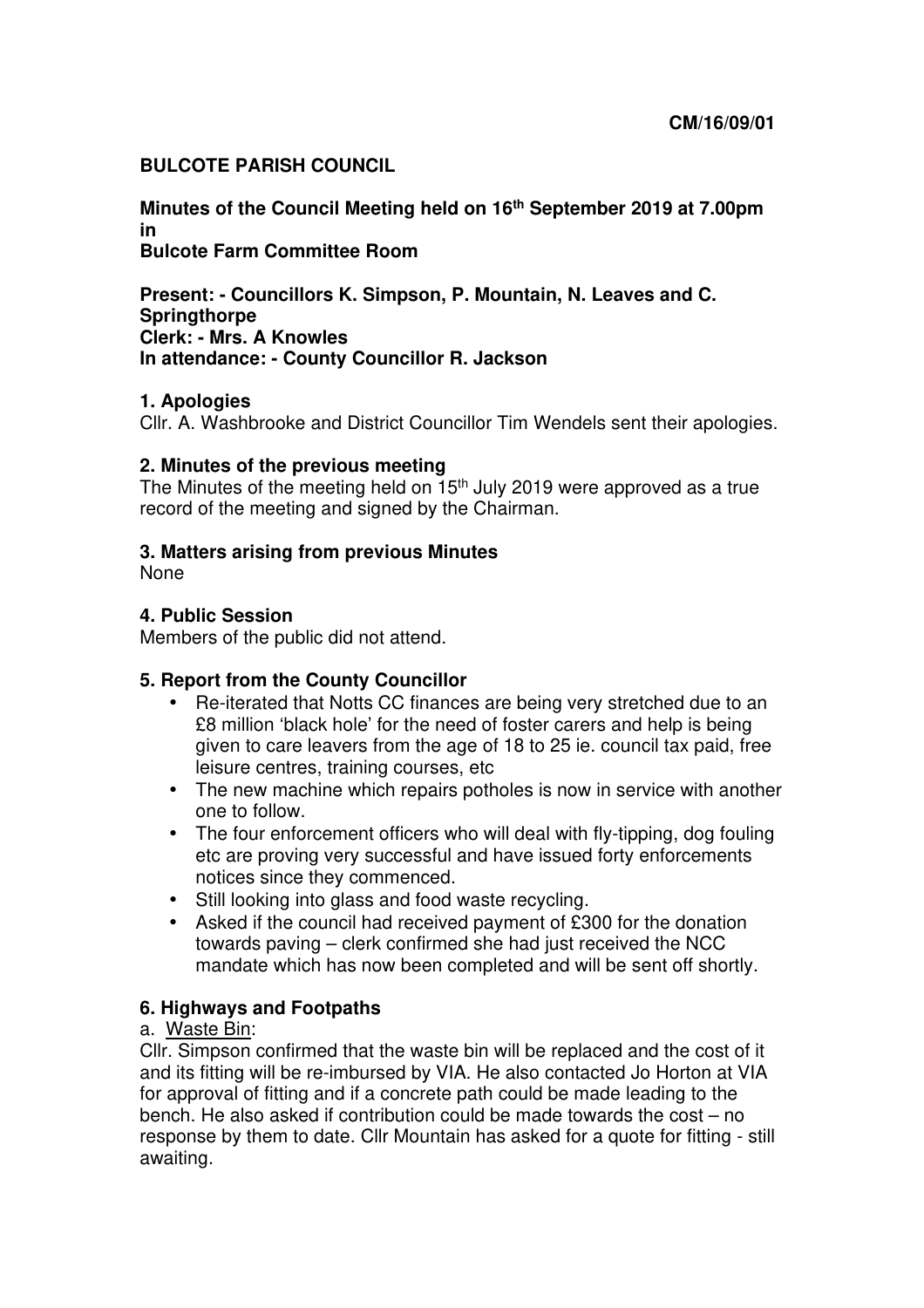**CM/16/09/01**

# BULCOTE PARISH COUNCIL

**Minutes of the Council Meeting held on 16th September 2019 at 7.00pm in Bulcote Farm Committee Room**

**Present: - Councillors K. Simpson, P. Mountain, N. Leaves and C. Springthorpe**
**Clerk: - Mrs. A Knowles**
**In attendance: - County Councillor R. Jackson**

## 1. Apologies

Cllr. A. Washbrooke and District Councillor Tim Wendels sent their apologies.

## 2. Minutes of the previous meeting

The Minutes of the meeting held on 15th July 2019 were approved as a true record of the meeting and signed by the Chairman.

## 3. Matters arising from previous Minutes

None

## 4. Public Session

Members of the public did not attend.

## 5. Report from the County Councillor

- Re-iterated that Notts CC finances are being very stretched due to an £8 million 'black hole' for the need of foster carers and help is being given to care leavers from the age of 18 to 25 ie. council tax paid, free leisure centres, training courses, etc
- The new machine which repairs potholes is now in service with another one to follow.
- The four enforcement officers who will deal with fly-tipping, dog fouling etc are proving very successful and have issued forty enforcements notices since they commenced.
- Still looking into glass and food waste recycling.
- Asked if the council had received payment of £300 for the donation towards paving – clerk confirmed she had just received the NCC mandate which has now been completed and will be sent off shortly.

## 6. Highways and Footpaths

a. Waste Bin:

Cllr. Simpson confirmed that the waste bin will be replaced and the cost of it and its fitting will be re-imbursed by VIA. He also contacted Jo Horton at VIA for approval of fitting and if a concrete path could be made leading to the bench. He also asked if contribution could be made towards the cost – no response by them to date. Cllr Mountain has asked for a quote for fitting - still awaiting.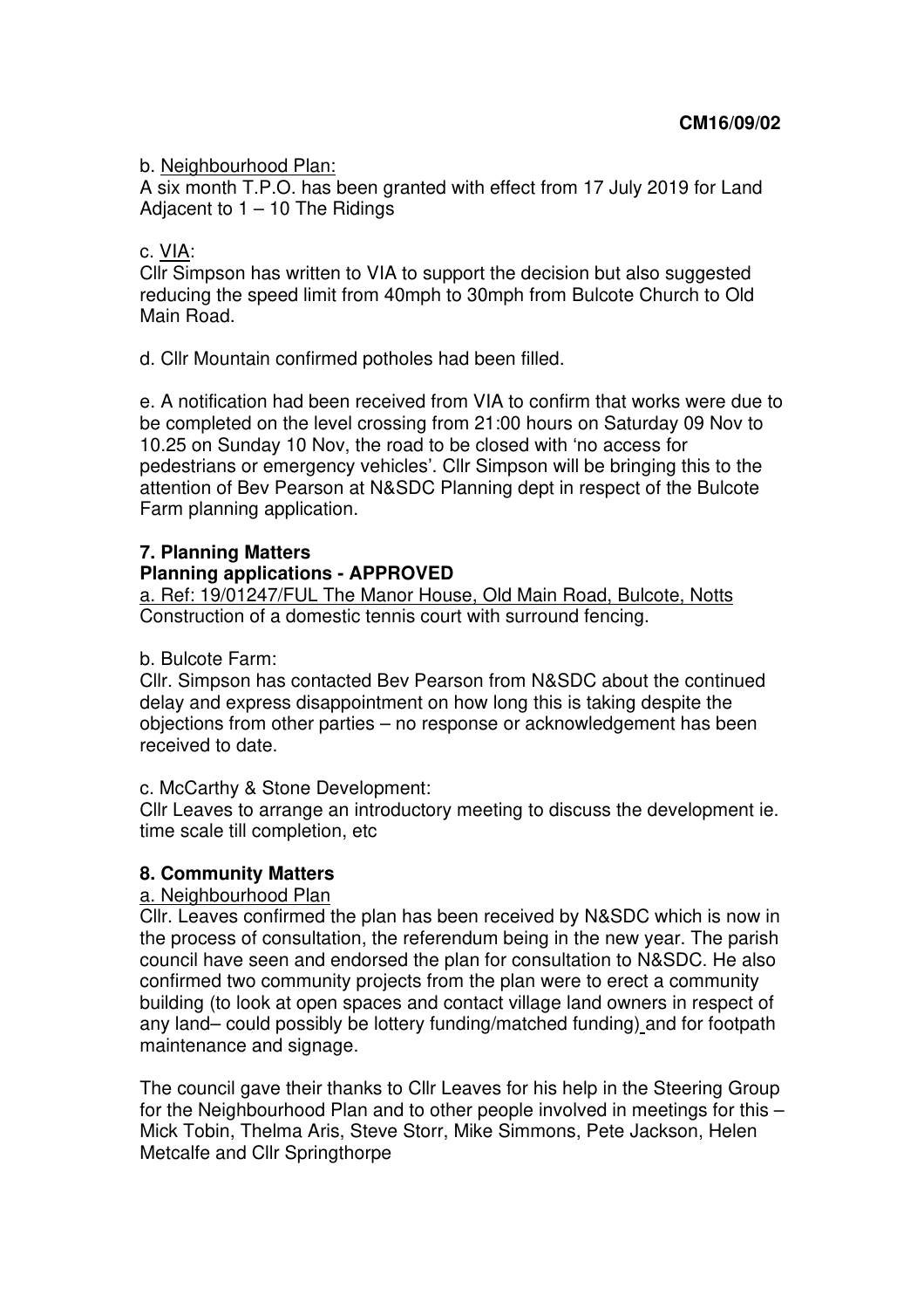**CM16/09/02**

b. Neighbourhood Plan:
A six month T.P.O. has been granted with effect from 17 July 2019 for Land Adjacent to 1 – 10 The Ridings

c. VIA:
Cllr Simpson has written to VIA to support the decision but also suggested reducing the speed limit from 40mph to 30mph from Bulcote Church to Old Main Road.

d. Cllr Mountain confirmed potholes had been filled.

e. A notification had been received from VIA to confirm that works were due to be completed on the level crossing from 21:00 hours on Saturday 09 Nov to 10.25 on Sunday 10 Nov, the road to be closed with 'no access for pedestrians or emergency vehicles'. Cllr Simpson will be bringing this to the attention of Bev Pearson at N&SDC Planning dept in respect of the Bulcote Farm planning application.

**7. Planning Matters**

**Planning applications - APPROVED**

a. Ref: 19/01247/FUL The Manor House, Old Main Road, Bulcote, Notts
Construction of a domestic tennis court with surround fencing.

b. Bulcote Farm:
Cllr. Simpson has contacted Bev Pearson from N&SDC about the continued delay and express disappointment on how long this is taking despite the objections from other parties – no response or acknowledgement has been received to date.

c. McCarthy & Stone Development:
Cllr Leaves to arrange an introductory meeting to discuss the development ie. time scale till completion, etc

**8. Community Matters**

a. Neighbourhood Plan
Cllr. Leaves confirmed the plan has been received by N&SDC which is now in the process of consultation, the referendum being in the new year. The parish council have seen and endorsed the plan for consultation to N&SDC. He also confirmed two community projects from the plan were to erect a community building (to look at open spaces and contact village land owners in respect of any land– could possibly be lottery funding/matched funding) and for footpath maintenance and signage.

The council gave their thanks to Cllr Leaves for his help in the Steering Group for the Neighbourhood Plan and to other people involved in meetings for this – Mick Tobin, Thelma Aris, Steve Storr, Mike Simmons, Pete Jackson, Helen Metcalfe and Cllr Springthorpe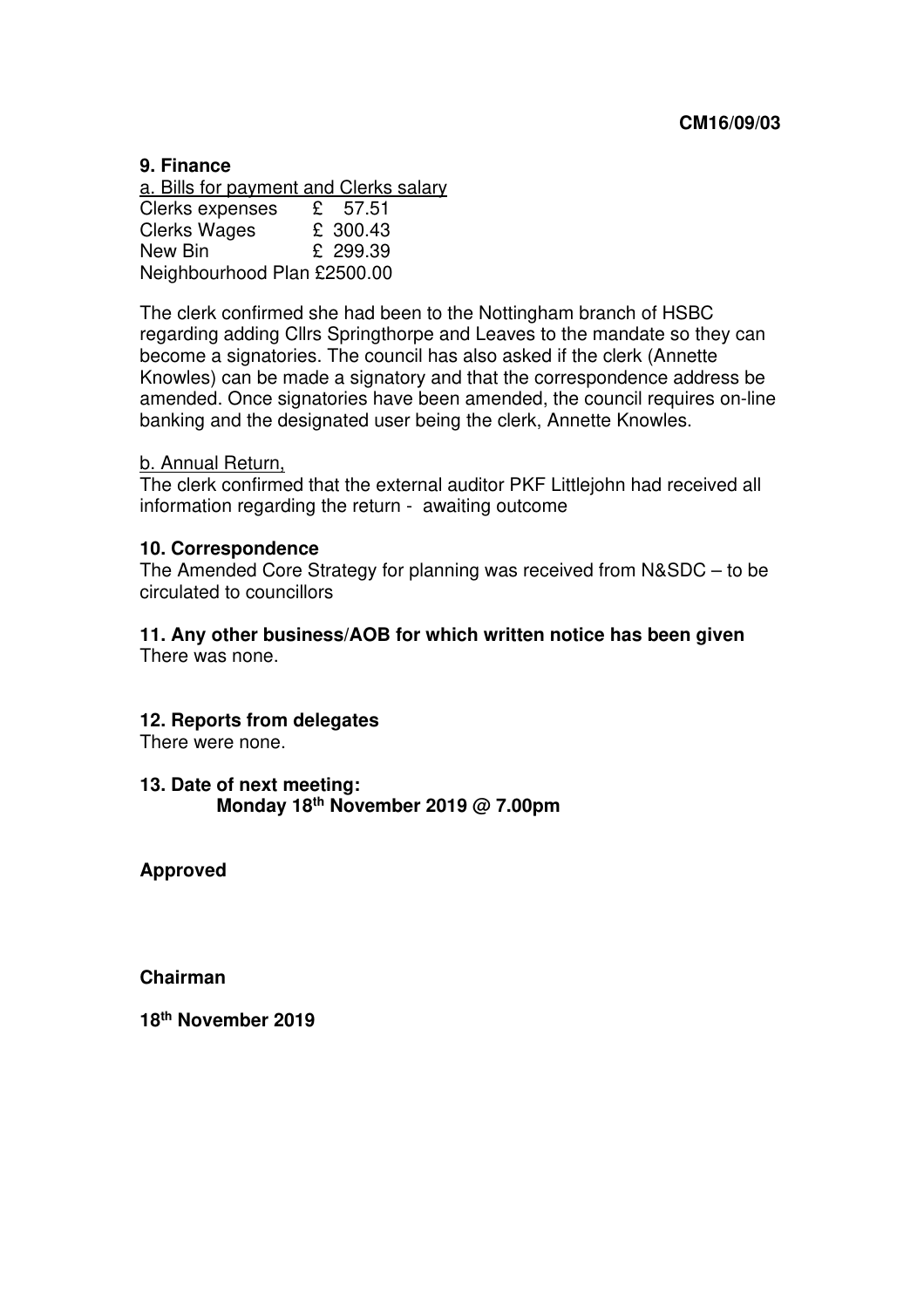CM16/09/03

**9. Finance**

a. Bills for payment and Clerks salary

| | |
|---|---|
| Clerks expenses | £ 57.51 |
| Clerks Wages | £ 300.43 |
| New Bin | £ 299.39 |
| Neighbourhood Plan | £2500.00 |

The clerk confirmed she had been to the Nottingham branch of HSBC regarding adding Cllrs Springthorpe and Leaves to the mandate so they can become a signatories. The council has also asked if the clerk (Annette Knowles) can be made a signatory and that the correspondence address be amended. Once signatories have been amended, the council requires on-line banking and the designated user being the clerk, Annette Knowles.

b. Annual Return,

The clerk confirmed that the external auditor PKF Littlejohn had received all information regarding the return - awaiting outcome

**10. Correspondence**

The Amended Core Strategy for planning was received from N&SDC – to be circulated to councillors

**11. Any other business/AOB for which written notice has been given**

There was none.

**12. Reports from delegates**

There were none.

**13. Date of next meeting:**

**Monday 18th November 2019 @ 7.00pm**

**Approved**

**Chairman**

**18th November 2019**